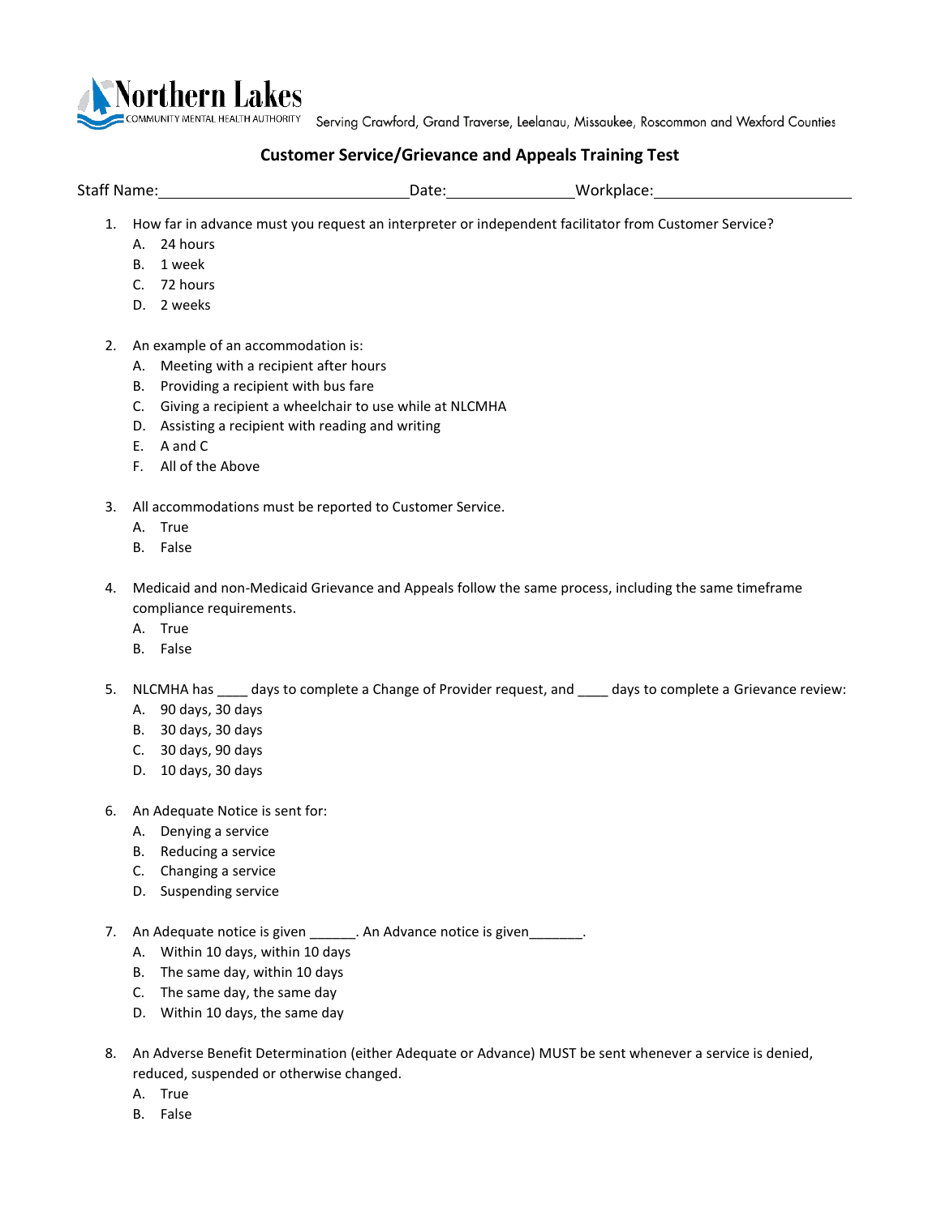Northern Lakes COMMUNITY MENTAL HEALTH AUTHORITY Serving Crawford, Grand Traverse, Leelanau, Missaukee, Roscommon and Wexford Counties

## Customer Service/Grievance and Appeals Training Test

Staff Name:______________________________ Date:_______________ Workplace:________________________

1. How far in advance must you request an interpreter or independent facilitator from Customer Service?
   - A. 24 hours
   - B. 1 week
   - C. 72 hours
   - D. 2 weeks

2. An example of an accommodation is:
   - A. Meeting with a recipient after hours
   - B. Providing a recipient with bus fare
   - C. Giving a recipient a wheelchair to use while at NLCMHA
   - D. Assisting a recipient with reading and writing
   - E. A and C
   - F. All of the Above

3. All accommodations must be reported to Customer Service.
   - A. True
   - B. False

4. Medicaid and non-Medicaid Grievance and Appeals follow the same process, including the same timeframe compliance requirements.
   - A. True
   - B. False

5. NLCMHA has ____ days to complete a Change of Provider request, and ____ days to complete a Grievance review:
   - A. 90 days, 30 days
   - B. 30 days, 30 days
   - C. 30 days, 90 days
   - D. 10 days, 30 days

6. An Adequate Notice is sent for:
   - A. Denying a service
   - B. Reducing a service
   - C. Changing a service
   - D. Suspending service

7. An Adequate notice is given ______. An Advance notice is given_______.
   - A. Within 10 days, within 10 days
   - B. The same day, within 10 days
   - C. The same day, the same day
   - D. Within 10 days, the same day

8. An Adverse Benefit Determination (either Adequate or Advance) MUST be sent whenever a service is denied, reduced, suspended or otherwise changed.
   - A. True
   - B. False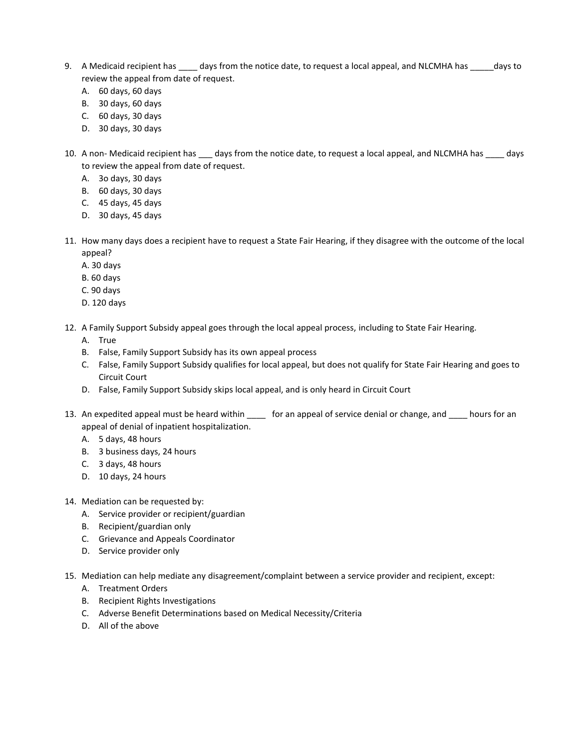9. A Medicaid recipient has ____ days from the notice date, to request a local appeal, and NLCMHA has _____days to review the appeal from date of request.
   A. 60 days, 60 days
   B. 30 days, 60 days
   C. 60 days, 30 days
   D. 30 days, 30 days

10. A non- Medicaid recipient has ___ days from the notice date, to request a local appeal, and NLCMHA has ____ days to review the appeal from date of request.
    A. 3o days, 30 days
    B. 60 days, 30 days
    C. 45 days, 45 days
    D. 30 days, 45 days

11. How many days does a recipient have to request a State Fair Hearing, if they disagree with the outcome of the local appeal?
    A. 30 days
    B. 60 days
    C. 90 days
    D. 120 days

12. A Family Support Subsidy appeal goes through the local appeal process, including to State Fair Hearing.
    A. True
    B. False, Family Support Subsidy has its own appeal process
    C. False, Family Support Subsidy qualifies for local appeal, but does not qualify for State Fair Hearing and goes to Circuit Court
    D. False, Family Support Subsidy skips local appeal, and is only heard in Circuit Court

13. An expedited appeal must be heard within ____ for an appeal of service denial or change, and ____ hours for an appeal of denial of inpatient hospitalization.
    A. 5 days, 48 hours
    B. 3 business days, 24 hours
    C. 3 days, 48 hours
    D. 10 days, 24 hours

14. Mediation can be requested by:
    A. Service provider or recipient/guardian
    B. Recipient/guardian only
    C. Grievance and Appeals Coordinator
    D. Service provider only

15. Mediation can help mediate any disagreement/complaint between a service provider and recipient, except:
    A. Treatment Orders
    B. Recipient Rights Investigations
    C. Adverse Benefit Determinations based on Medical Necessity/Criteria
    D. All of the above